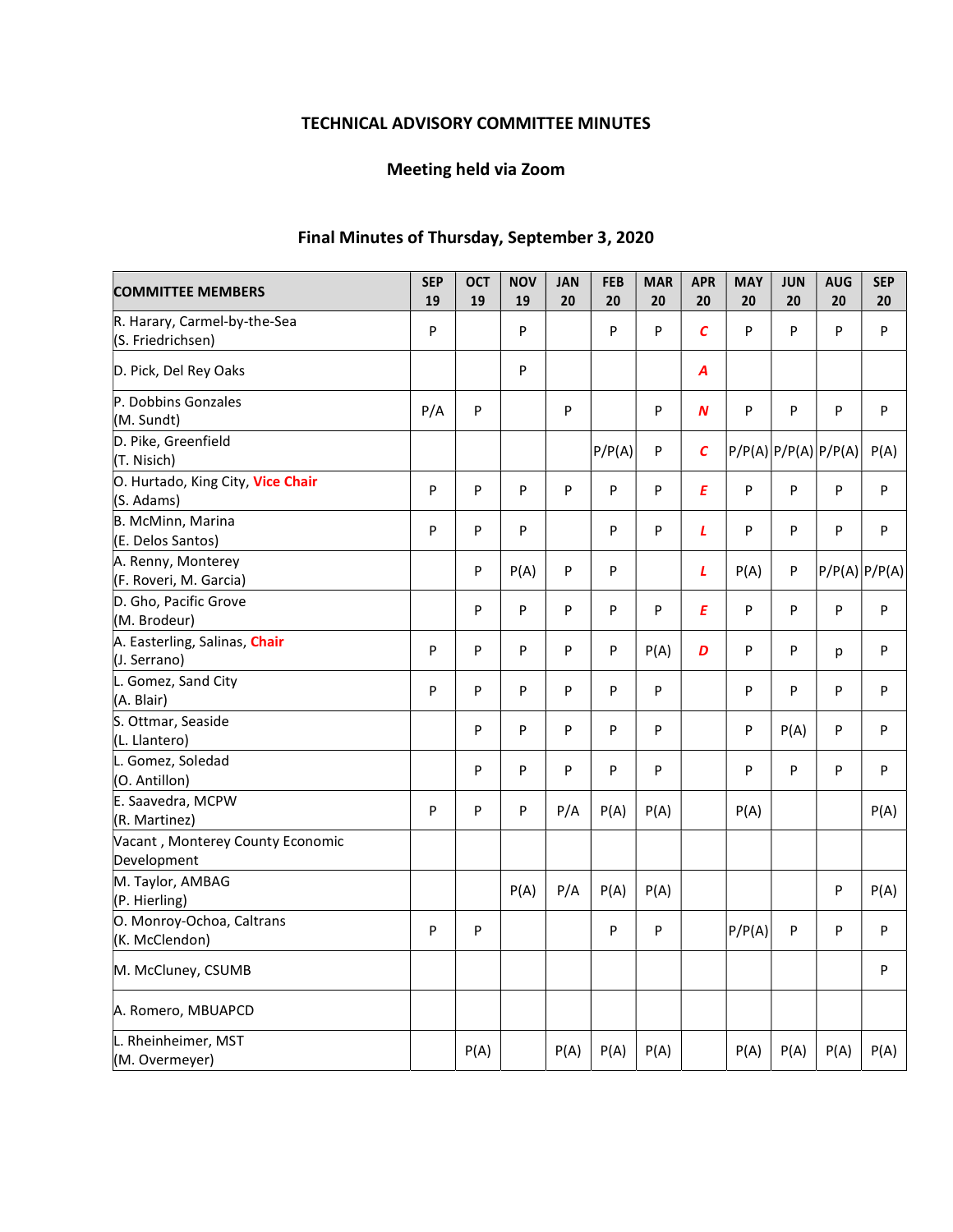**TECHNICAL ADVISORY COMMITTEE MINUTES**

**Meeting held via Zoom**

**Final Minutes of Thursday, September 3, 2020**

| COMMITTEE MEMBERS | SEP 19 | OCT 19 | NOV 19 | JAN 20 | FEB 20 | MAR 20 | APR 20 | MAY 20 | JUN 20 | AUG 20 | SEP 20 |
|---|---|---|---|---|---|---|---|---|---|---|---|
| R. Harary, Carmel-by-the-Sea (S. Friedrichsen) | P | | P | | P | P | *C* | P | P | P | P |
| D. Pick, Del Rey Oaks | | | P | | | | *A* | | | | |
| P. Dobbins Gonzales (M. Sundt) | P/A | P | | P | | P | *N* | P | P | P | P |
| D. Pike, Greenfield (T. Nisich) | | | | | P/P(A) | P | *C* | P/P(A) | P/P(A) | P/P(A) | P(A) |
| O. Hurtado, King City, **Vice Chair** (S. Adams) | P | P | P | P | P | P | *E* | P | P | P | P |
| B. McMinn, Marina (E. Delos Santos) | P | P | P | | P | P | *L* | P | P | P | P |
| A. Renny, Monterey (F. Roveri, M. Garcia) | | P | P(A) | P | P | | *L* | P(A) | P | P/P(A) | P/P(A) |
| D. Gho, Pacific Grove (M. Brodeur) | | P | P | P | P | P | *E* | P | P | P | P |
| A. Easterling, Salinas, **Chair** (J. Serrano) | P | P | P | P | P | P(A) | *D* | P | P | p | P |
| L. Gomez, Sand City (A. Blair) | P | P | P | P | P | P | | P | P | P | P |
| S. Ottmar, Seaside (L. Llantero) | | P | P | P | P | P | | P | P(A) | P | P |
| L. Gomez, Soledad (O. Antillon) | | P | P | P | P | P | | P | P | P | P |
| E. Saavedra, MCPW (R. Martinez) | P | P | P | P/A | P(A) | P(A) | | P(A) | | | P(A) |
| Vacant , Monterey County Economic Development | | | | | | | | | | | |
| M. Taylor, AMBAG (P. Hierling) | | | P(A) | P/A | P(A) | P(A) | | | | P | P(A) |
| O. Monroy-Ochoa, Caltrans (K. McClendon) | P | P | | | P | P | | P/P(A) | P | P | P |
| M. McCluney, CSUMB | | | | | | | | | | | P |
| A. Romero, MBUAPCD | | | | | | | | | | | |
| L. Rheinheimer, MST (M. Overmeyer) | | P(A) | | P(A) | P(A) | P(A) | | P(A) | P(A) | P(A) | P(A) |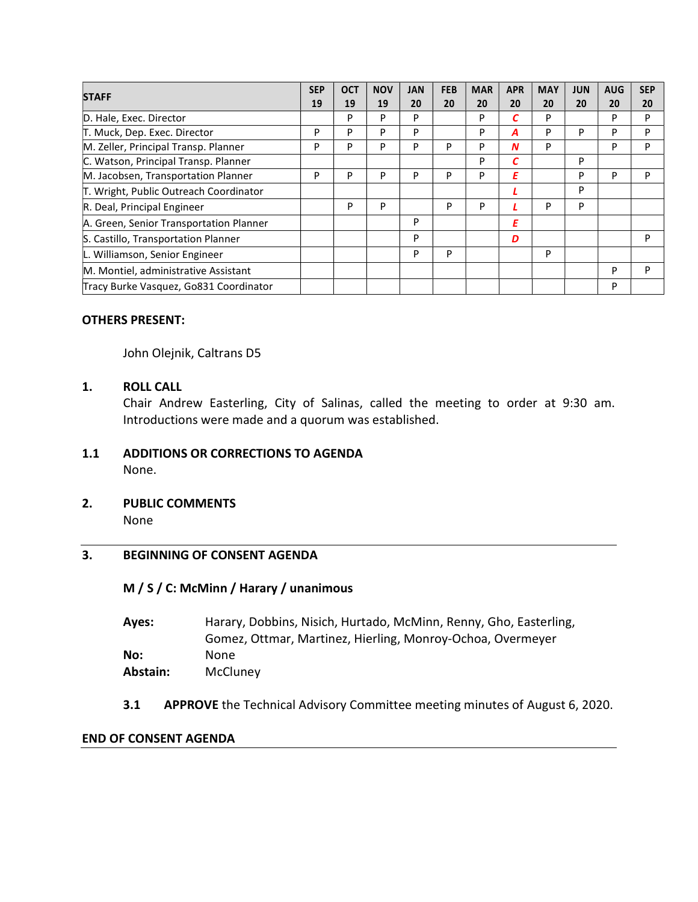| STAFF | SEP 19 | OCT 19 | NOV 19 | JAN 20 | FEB 20 | MAR 20 | APR 20 | MAY 20 | JUN 20 | AUG 20 | SEP 20 |
|---|---|---|---|---|---|---|---|---|---|---|---|
| D. Hale, Exec. Director | | P | P | P | | P | *C* | P | | P | P |
| T. Muck, Dep. Exec. Director | P | P | P | P | | P | *A* | P | P | P | P |
| M. Zeller, Principal Transp. Planner | P | P | P | P | P | P | *N* | P | | P | P |
| C. Watson, Principal Transp. Planner | | | | | | P | *C* | | P | | |
| M. Jacobsen, Transportation Planner | P | P | P | P | P | P | *E* | | P | P | P |
| T. Wright, Public Outreach Coordinator | | | | | | | *L* | | P | | |
| R. Deal, Principal Engineer | | P | P | | P | P | *L* | P | P | | |
| A. Green, Senior Transportation Planner | | | | P | | | *E* | | | | |
| S. Castillo, Transportation Planner | | | | P | | | *D* | | | | P |
| L. Williamson, Senior Engineer | | | | P | P | | | P | | | |
| M. Montiel, administrative Assistant | | | | | | | | | | P | P |
| Tracy Burke Vasquez, Go831 Coordinator | | | | | | | | | | P | |

**OTHERS PRESENT:**

John Olejnik, Caltrans D5

## 1. ROLL CALL

Chair Andrew Easterling, City of Salinas, called the meeting to order at 9:30 am. Introductions were made and a quorum was established.

## 1.1 ADDITIONS OR CORRECTIONS TO AGENDA

None.

## 2. PUBLIC COMMENTS

None

## 3. BEGINNING OF CONSENT AGENDA

**M / S / C: McMinn / Harary / unanimous**

**Ayes:** Harary, Dobbins, Nisich, Hurtado, McMinn, Renny, Gho, Easterling, Gomez, Ottmar, Martinez, Hierling, Monroy-Ochoa, Overmeyer

**No:** None

**Abstain:** McCluney

**3.1** **APPROVE** the Technical Advisory Committee meeting minutes of August 6, 2020.

**END OF CONSENT AGENDA**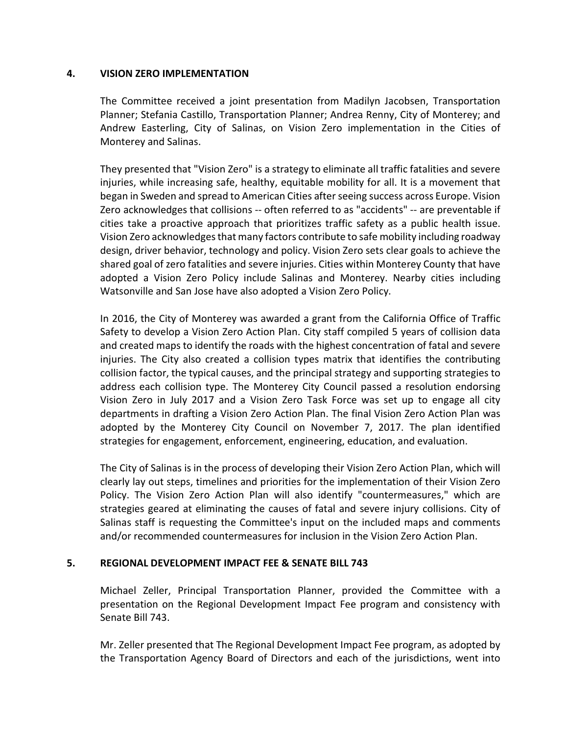## 4. VISION ZERO IMPLEMENTATION

The Committee received a joint presentation from Madilyn Jacobsen, Transportation Planner; Stefania Castillo, Transportation Planner; Andrea Renny, City of Monterey; and Andrew Easterling, City of Salinas, on Vision Zero implementation in the Cities of Monterey and Salinas.

They presented that "Vision Zero" is a strategy to eliminate all traffic fatalities and severe injuries, while increasing safe, healthy, equitable mobility for all. It is a movement that began in Sweden and spread to American Cities after seeing success across Europe. Vision Zero acknowledges that collisions -- often referred to as "accidents" -- are preventable if cities take a proactive approach that prioritizes traffic safety as a public health issue. Vision Zero acknowledges that many factors contribute to safe mobility including roadway design, driver behavior, technology and policy. Vision Zero sets clear goals to achieve the shared goal of zero fatalities and severe injuries. Cities within Monterey County that have adopted a Vision Zero Policy include Salinas and Monterey. Nearby cities including Watsonville and San Jose have also adopted a Vision Zero Policy.

In 2016, the City of Monterey was awarded a grant from the California Office of Traffic Safety to develop a Vision Zero Action Plan. City staff compiled 5 years of collision data and created maps to identify the roads with the highest concentration of fatal and severe injuries. The City also created a collision types matrix that identifies the contributing collision factor, the typical causes, and the principal strategy and supporting strategies to address each collision type. The Monterey City Council passed a resolution endorsing Vision Zero in July 2017 and a Vision Zero Task Force was set up to engage all city departments in drafting a Vision Zero Action Plan. The final Vision Zero Action Plan was adopted by the Monterey City Council on November 7, 2017. The plan identified strategies for engagement, enforcement, engineering, education, and evaluation.

The City of Salinas is in the process of developing their Vision Zero Action Plan, which will clearly lay out steps, timelines and priorities for the implementation of their Vision Zero Policy. The Vision Zero Action Plan will also identify "countermeasures," which are strategies geared at eliminating the causes of fatal and severe injury collisions. City of Salinas staff is requesting the Committee's input on the included maps and comments and/or recommended countermeasures for inclusion in the Vision Zero Action Plan.

## 5. REGIONAL DEVELOPMENT IMPACT FEE & SENATE BILL 743

Michael Zeller, Principal Transportation Planner, provided the Committee with a presentation on the Regional Development Impact Fee program and consistency with Senate Bill 743.

Mr. Zeller presented that The Regional Development Impact Fee program, as adopted by the Transportation Agency Board of Directors and each of the jurisdictions, went into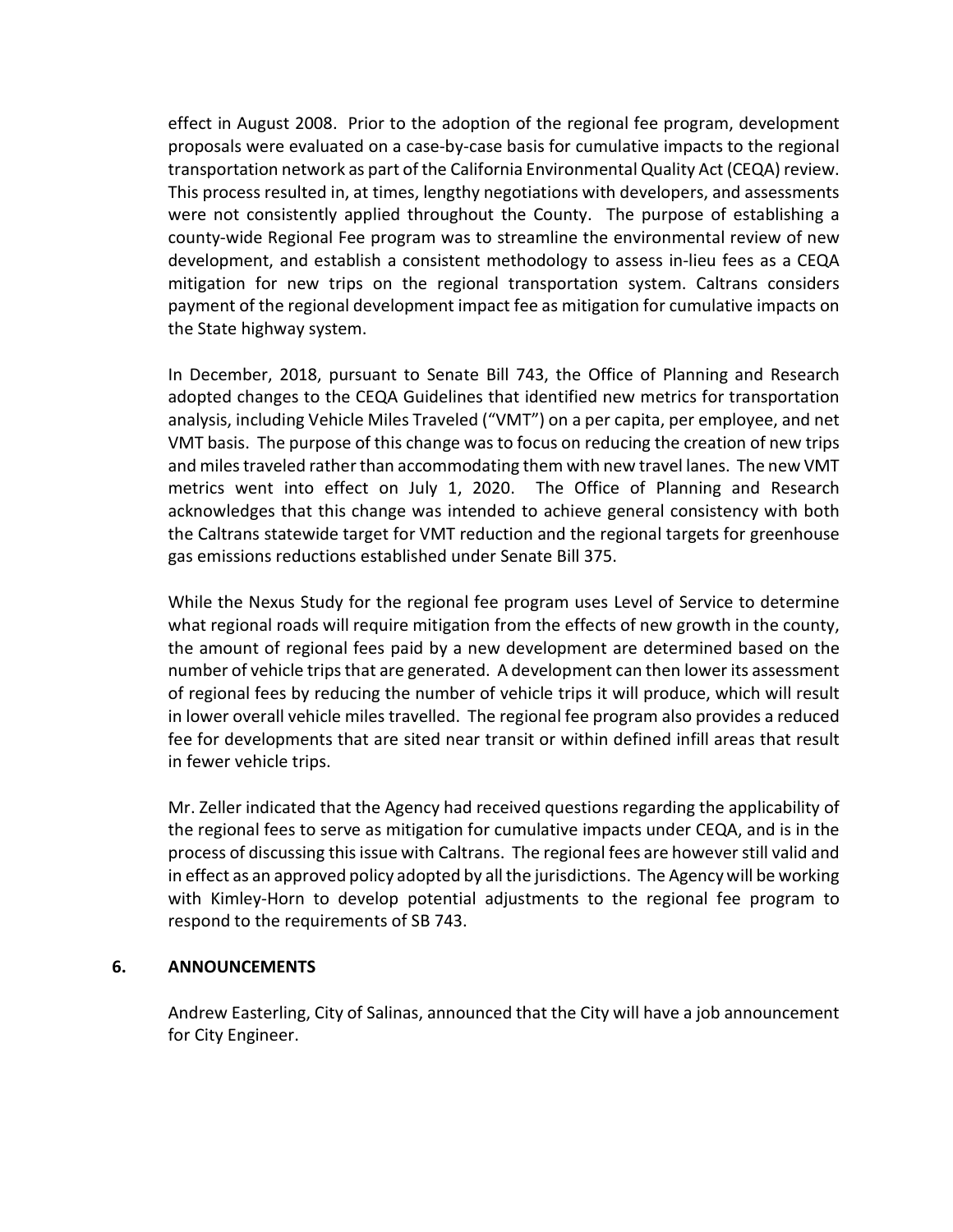effect in August 2008. Prior to the adoption of the regional fee program, development proposals were evaluated on a case-by-case basis for cumulative impacts to the regional transportation network as part of the California Environmental Quality Act (CEQA) review. This process resulted in, at times, lengthy negotiations with developers, and assessments were not consistently applied throughout the County. The purpose of establishing a county-wide Regional Fee program was to streamline the environmental review of new development, and establish a consistent methodology to assess in-lieu fees as a CEQA mitigation for new trips on the regional transportation system. Caltrans considers payment of the regional development impact fee as mitigation for cumulative impacts on the State highway system.

In December, 2018, pursuant to Senate Bill 743, the Office of Planning and Research adopted changes to the CEQA Guidelines that identified new metrics for transportation analysis, including Vehicle Miles Traveled ("VMT") on a per capita, per employee, and net VMT basis. The purpose of this change was to focus on reducing the creation of new trips and miles traveled rather than accommodating them with new travel lanes. The new VMT metrics went into effect on July 1, 2020. The Office of Planning and Research acknowledges that this change was intended to achieve general consistency with both the Caltrans statewide target for VMT reduction and the regional targets for greenhouse gas emissions reductions established under Senate Bill 375.

While the Nexus Study for the regional fee program uses Level of Service to determine what regional roads will require mitigation from the effects of new growth in the county, the amount of regional fees paid by a new development are determined based on the number of vehicle trips that are generated. A development can then lower its assessment of regional fees by reducing the number of vehicle trips it will produce, which will result in lower overall vehicle miles travelled. The regional fee program also provides a reduced fee for developments that are sited near transit or within defined infill areas that result in fewer vehicle trips.

Mr. Zeller indicated that the Agency had received questions regarding the applicability of the regional fees to serve as mitigation for cumulative impacts under CEQA, and is in the process of discussing this issue with Caltrans. The regional fees are however still valid and in effect as an approved policy adopted by all the jurisdictions. The Agency will be working with Kimley-Horn to develop potential adjustments to the regional fee program to respond to the requirements of SB 743.

## 6. ANNOUNCEMENTS

Andrew Easterling, City of Salinas, announced that the City will have a job announcement for City Engineer.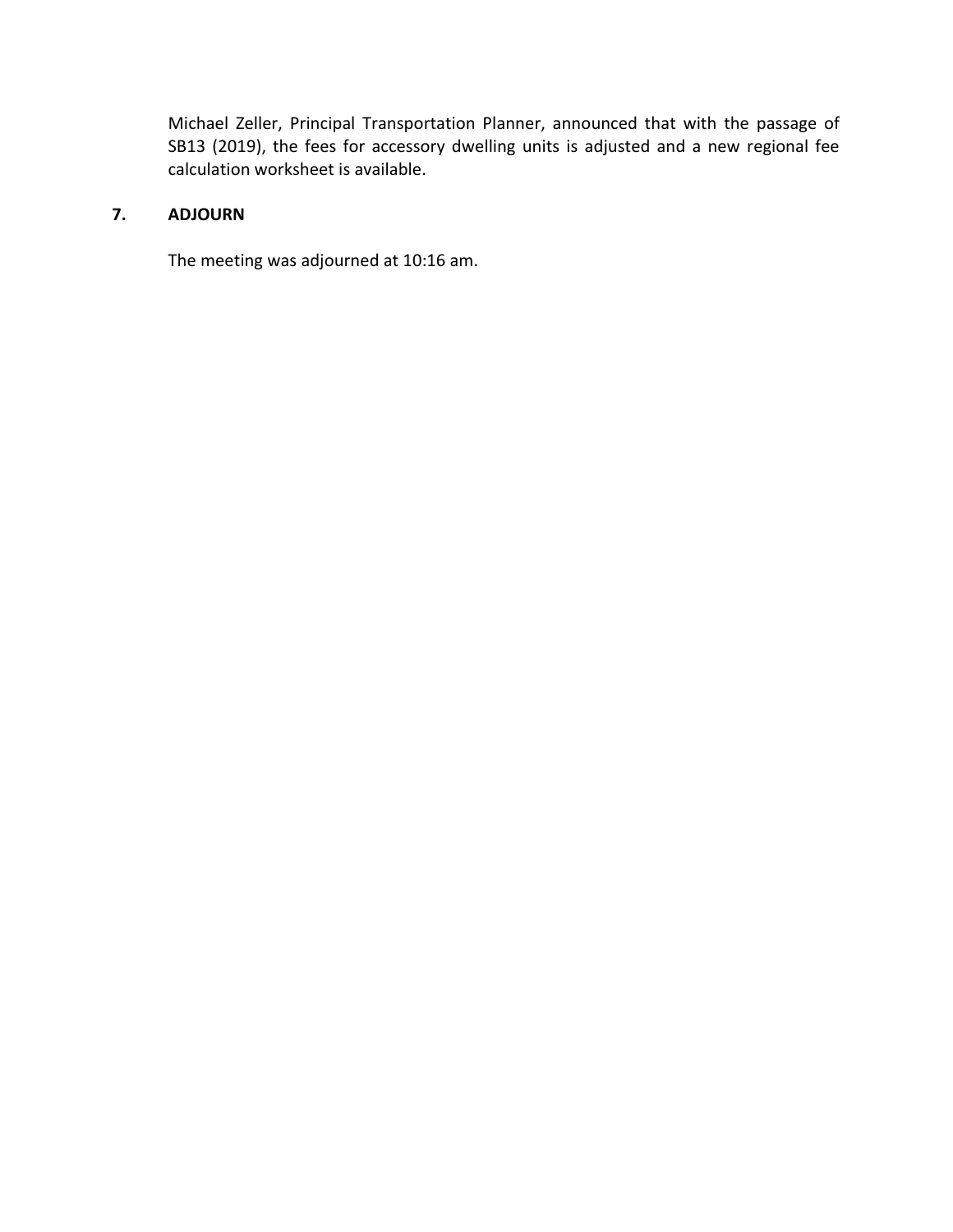Michael Zeller, Principal Transportation Planner, announced that with the passage of SB13 (2019), the fees for accessory dwelling units is adjusted and a new regional fee calculation worksheet is available.

## 7. ADJOURN

The meeting was adjourned at 10:16 am.